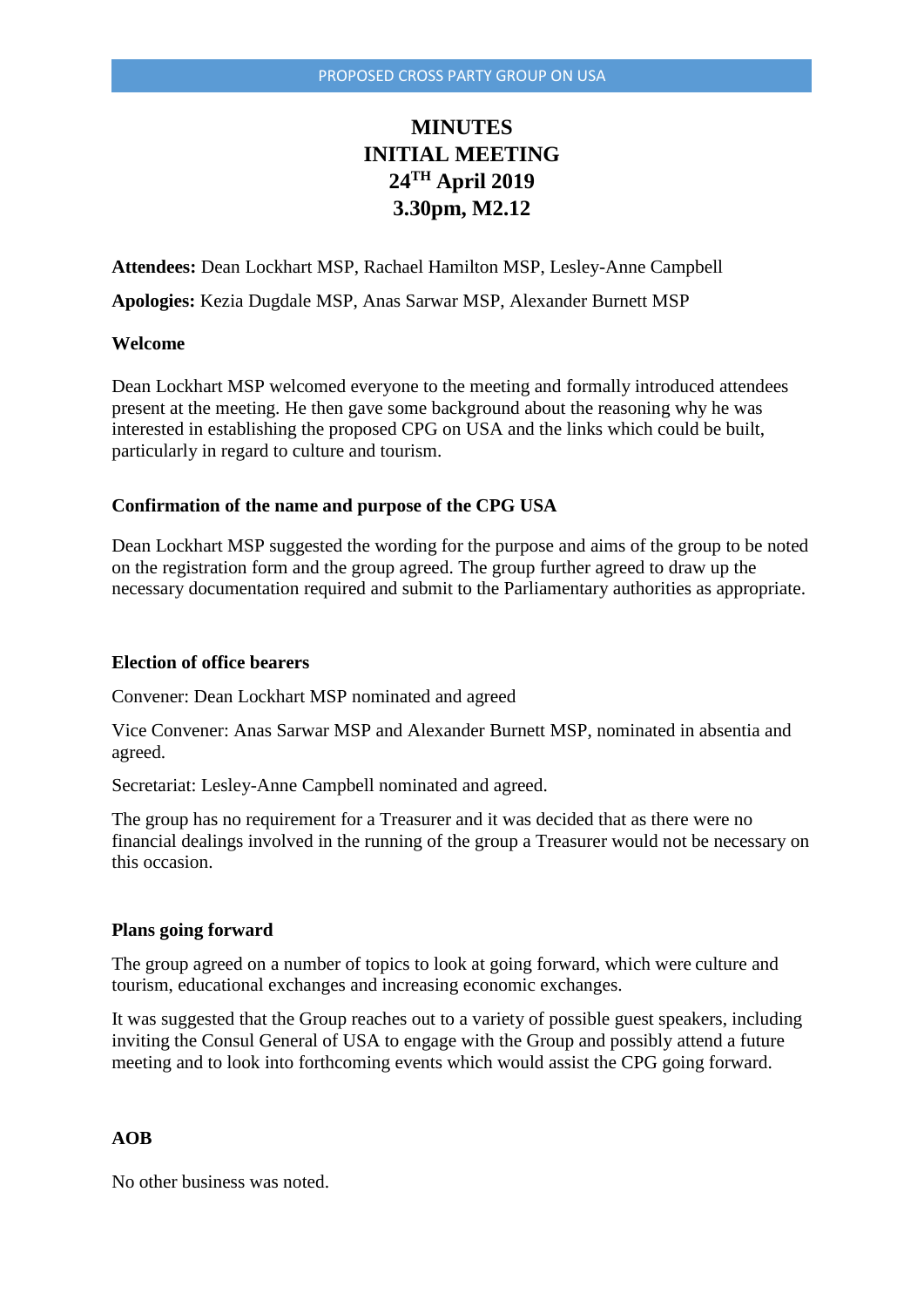# MINUTES
# INITIAL MEETING
# 24TH April 2019
# 3.30pm, M2.12

**Attendees:** Dean Lockhart MSP, Rachael Hamilton MSP, Lesley-Anne Campbell

**Apologies:** Kezia Dugdale MSP, Anas Sarwar MSP, Alexander Burnett MSP

**Welcome**

Dean Lockhart MSP welcomed everyone to the meeting and formally introduced attendees present at the meeting. He then gave some background about the reasoning why he was interested in establishing the proposed CPG on USA and the links which could be built, particularly in regard to culture and tourism.

**Confirmation of the name and purpose of the CPG USA**

Dean Lockhart MSP suggested the wording for the purpose and aims of the group to be noted on the registration form and the group agreed. The group further agreed to draw up the necessary documentation required and submit to the Parliamentary authorities as appropriate.

**Election of office bearers**

Convener: Dean Lockhart MSP nominated and agreed

Vice Convener: Anas Sarwar MSP and Alexander Burnett MSP, nominated in absentia and agreed.

Secretariat: Lesley-Anne Campbell nominated and agreed.

The group has no requirement for a Treasurer and it was decided that as there were no financial dealings involved in the running of the group a Treasurer would not be necessary on this occasion.

**Plans going forward**

The group agreed on a number of topics to look at going forward, which were culture and tourism, educational exchanges and increasing economic exchanges.

It was suggested that the Group reaches out to a variety of possible guest speakers, including inviting the Consul General of USA to engage with the Group and possibly attend a future meeting and to look into forthcoming events which would assist the CPG going forward.

**AOB**

No other business was noted.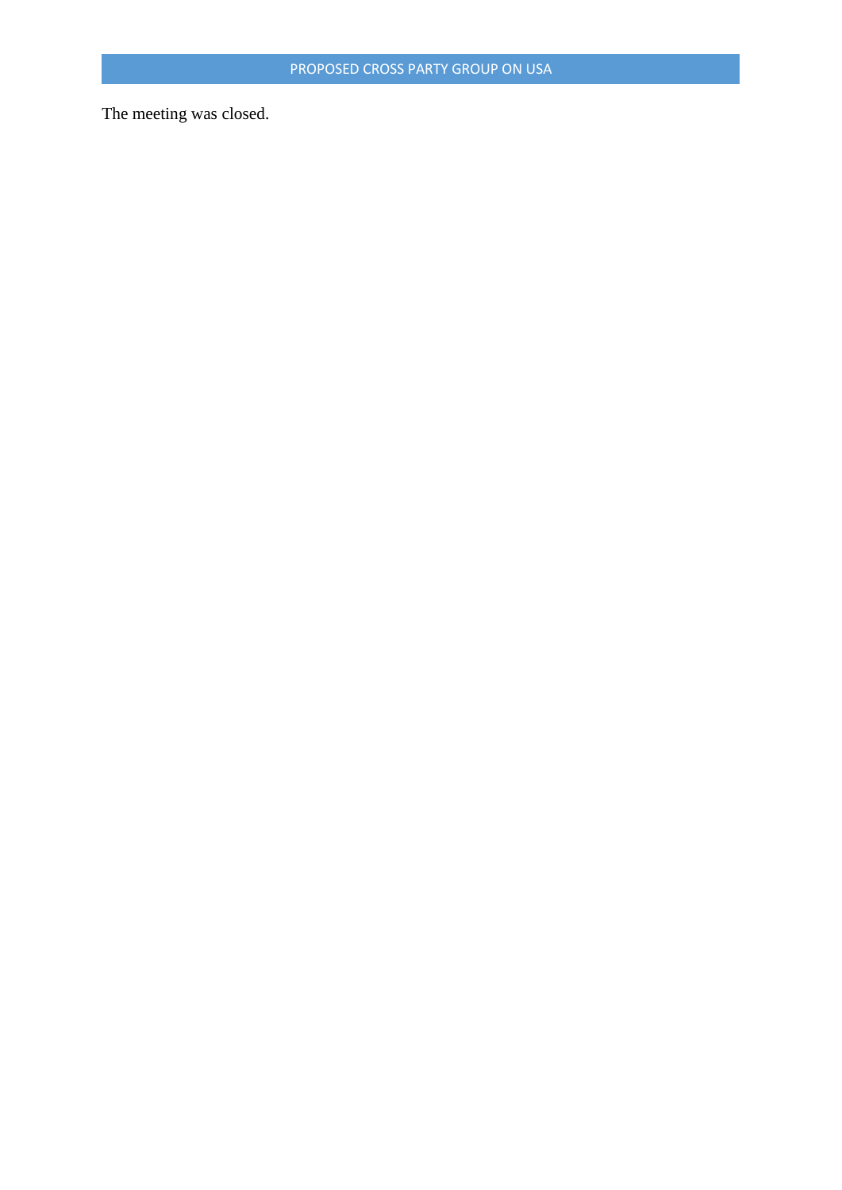The meeting was closed.